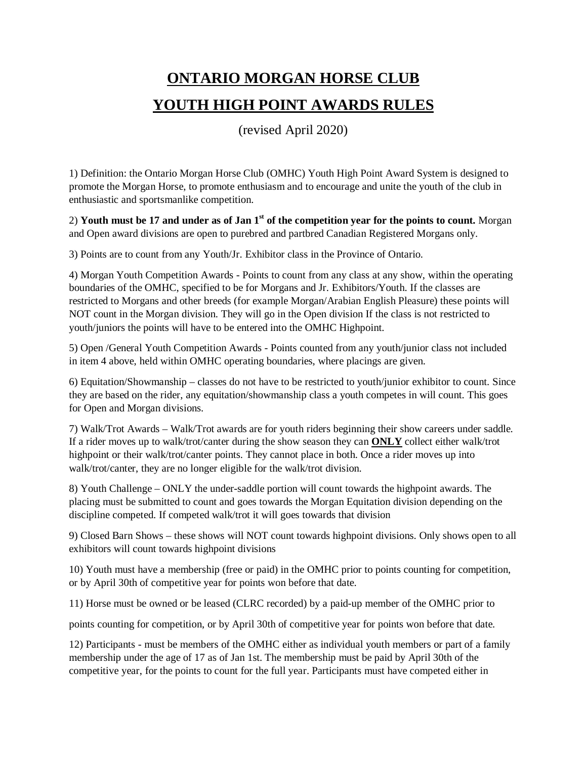# ONTARIO MORGAN HORSE CLUB

# YOUTH HIGH POINT AWARDS RULES

(revised April 2020)

1) Definition: the Ontario Morgan Horse Club (OMHC) Youth High Point Award System is designed to promote the Morgan Horse, to promote enthusiasm and to encourage and unite the youth of the club in enthusiastic and sportsmanlike competition.

2) **Youth must be 17 and under as of Jan 1st of the competition year for the points to count.** Morgan and Open award divisions are open to purebred and partbred Canadian Registered Morgans only.

3) Points are to count from any Youth/Jr. Exhibitor class in the Province of Ontario.

4) Morgan Youth Competition Awards - Points to count from any class at any show, within the operating boundaries of the OMHC, specified to be for Morgans and Jr. Exhibitors/Youth. If the classes are restricted to Morgans and other breeds (for example Morgan/Arabian English Pleasure) these points will NOT count in the Morgan division. They will go in the Open division If the class is not restricted to youth/juniors the points will have to be entered into the OMHC Highpoint.

5) Open /General Youth Competition Awards - Points counted from any youth/junior class not included in item 4 above, held within OMHC operating boundaries, where placings are given.

6) Equitation/Showmanship – classes do not have to be restricted to youth/junior exhibitor to count. Since they are based on the rider, any equitation/showmanship class a youth competes in will count. This goes for Open and Morgan divisions.

7) Walk/Trot Awards – Walk/Trot awards are for youth riders beginning their show careers under saddle. If a rider moves up to walk/trot/canter during the show season they can **ONLY** collect either walk/trot highpoint or their walk/trot/canter points. They cannot place in both. Once a rider moves up into walk/trot/canter, they are no longer eligible for the walk/trot division.

8) Youth Challenge – ONLY the under-saddle portion will count towards the highpoint awards. The placing must be submitted to count and goes towards the Morgan Equitation division depending on the discipline competed. If competed walk/trot it will goes towards that division

9) Closed Barn Shows – these shows will NOT count towards highpoint divisions. Only shows open to all exhibitors will count towards highpoint divisions

10) Youth must have a membership (free or paid) in the OMHC prior to points counting for competition, or by April 30th of competitive year for points won before that date.

11) Horse must be owned or be leased (CLRC recorded) by a paid-up member of the OMHC prior to points counting for competition, or by April 30th of competitive year for points won before that date.

12) Participants - must be members of the OMHC either as individual youth members or part of a family membership under the age of 17 as of Jan 1st. The membership must be paid by April 30th of the competitive year, for the points to count for the full year. Participants must have competed either in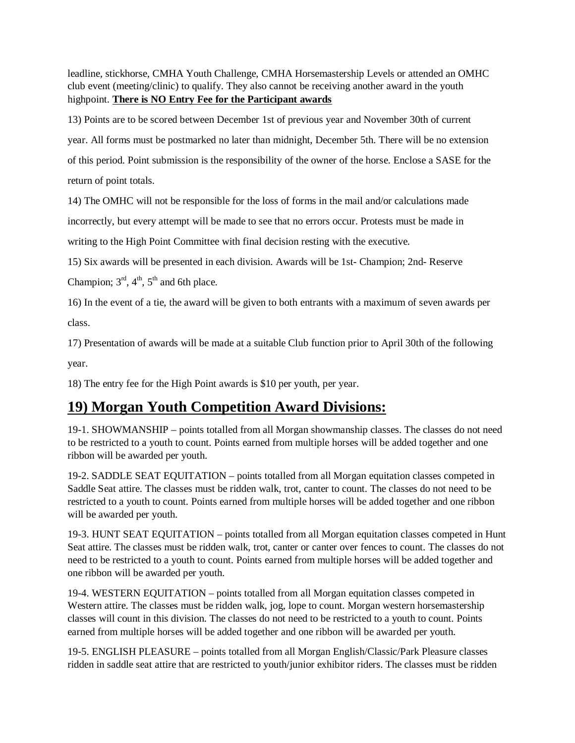leadline, stickhorse, CMHA Youth Challenge, CMHA Horsemastership Levels or attended an OMHC club event (meeting/clinic) to qualify. They also cannot be receiving another award in the youth highpoint. **There is NO Entry Fee for the Participant awards**

13) Points are to be scored between December 1st of previous year and November 30th of current year. All forms must be postmarked no later than midnight, December 5th. There will be no extension of this period. Point submission is the responsibility of the owner of the horse. Enclose a SASE for the return of point totals.

14) The OMHC will not be responsible for the loss of forms in the mail and/or calculations made incorrectly, but every attempt will be made to see that no errors occur. Protests must be made in writing to the High Point Committee with final decision resting with the executive.

15) Six awards will be presented in each division. Awards will be 1st- Champion; 2nd- Reserve Champion; 3rd, 4th, 5th and 6th place.

16) In the event of a tie, the award will be given to both entrants with a maximum of seven awards per class.

17) Presentation of awards will be made at a suitable Club function prior to April 30th of the following year.

18) The entry fee for the High Point awards is $10 per youth, per year.

## 19) Morgan Youth Competition Award Divisions:

19-1. SHOWMANSHIP – points totalled from all Morgan showmanship classes. The classes do not need to be restricted to a youth to count. Points earned from multiple horses will be added together and one ribbon will be awarded per youth.

19-2. SADDLE SEAT EQUITATION – points totalled from all Morgan equitation classes competed in Saddle Seat attire. The classes must be ridden walk, trot, canter to count. The classes do not need to be restricted to a youth to count. Points earned from multiple horses will be added together and one ribbon will be awarded per youth.

19-3. HUNT SEAT EQUITATION – points totalled from all Morgan equitation classes competed in Hunt Seat attire. The classes must be ridden walk, trot, canter or canter over fences to count. The classes do not need to be restricted to a youth to count. Points earned from multiple horses will be added together and one ribbon will be awarded per youth.

19-4. WESTERN EQUITATION – points totalled from all Morgan equitation classes competed in Western attire. The classes must be ridden walk, jog, lope to count. Morgan western horsemastership classes will count in this division. The classes do not need to be restricted to a youth to count. Points earned from multiple horses will be added together and one ribbon will be awarded per youth.

19-5. ENGLISH PLEASURE – points totalled from all Morgan English/Classic/Park Pleasure classes ridden in saddle seat attire that are restricted to youth/junior exhibitor riders. The classes must be ridden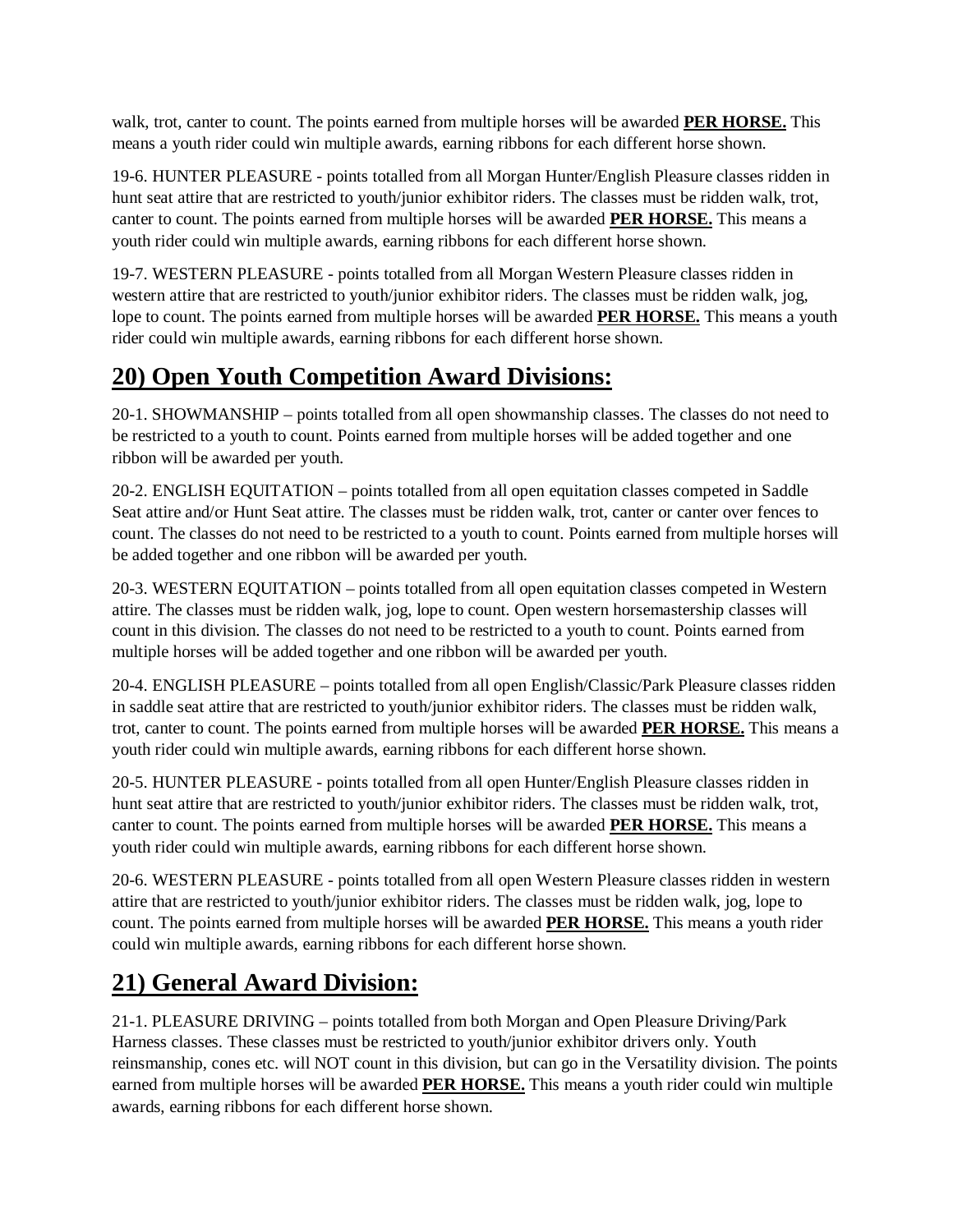walk, trot, canter to count. The points earned from multiple horses will be awarded **PER HORSE.** This means a youth rider could win multiple awards, earning ribbons for each different horse shown.

19-6. HUNTER PLEASURE - points totalled from all Morgan Hunter/English Pleasure classes ridden in hunt seat attire that are restricted to youth/junior exhibitor riders. The classes must be ridden walk, trot, canter to count. The points earned from multiple horses will be awarded **PER HORSE.** This means a youth rider could win multiple awards, earning ribbons for each different horse shown.

19-7. WESTERN PLEASURE - points totalled from all Morgan Western Pleasure classes ridden in western attire that are restricted to youth/junior exhibitor riders. The classes must be ridden walk, jog, lope to count. The points earned from multiple horses will be awarded **PER HORSE.** This means a youth rider could win multiple awards, earning ribbons for each different horse shown.

## 20) Open Youth Competition Award Divisions:

20-1. SHOWMANSHIP – points totalled from all open showmanship classes. The classes do not need to be restricted to a youth to count. Points earned from multiple horses will be added together and one ribbon will be awarded per youth.

20-2. ENGLISH EQUITATION – points totalled from all open equitation classes competed in Saddle Seat attire and/or Hunt Seat attire. The classes must be ridden walk, trot, canter or canter over fences to count. The classes do not need to be restricted to a youth to count. Points earned from multiple horses will be added together and one ribbon will be awarded per youth.

20-3. WESTERN EQUITATION – points totalled from all open equitation classes competed in Western attire. The classes must be ridden walk, jog, lope to count. Open western horsemastership classes will count in this division. The classes do not need to be restricted to a youth to count. Points earned from multiple horses will be added together and one ribbon will be awarded per youth.

20-4. ENGLISH PLEASURE – points totalled from all open English/Classic/Park Pleasure classes ridden in saddle seat attire that are restricted to youth/junior exhibitor riders. The classes must be ridden walk, trot, canter to count. The points earned from multiple horses will be awarded **PER HORSE.** This means a youth rider could win multiple awards, earning ribbons for each different horse shown.

20-5. HUNTER PLEASURE - points totalled from all open Hunter/English Pleasure classes ridden in hunt seat attire that are restricted to youth/junior exhibitor riders. The classes must be ridden walk, trot, canter to count. The points earned from multiple horses will be awarded **PER HORSE.** This means a youth rider could win multiple awards, earning ribbons for each different horse shown.

20-6. WESTERN PLEASURE - points totalled from all open Western Pleasure classes ridden in western attire that are restricted to youth/junior exhibitor riders. The classes must be ridden walk, jog, lope to count. The points earned from multiple horses will be awarded **PER HORSE.** This means a youth rider could win multiple awards, earning ribbons for each different horse shown.

## 21) General Award Division:

21-1. PLEASURE DRIVING – points totalled from both Morgan and Open Pleasure Driving/Park Harness classes. These classes must be restricted to youth/junior exhibitor drivers only. Youth reinsmanship, cones etc. will NOT count in this division, but can go in the Versatility division. The points earned from multiple horses will be awarded **PER HORSE.** This means a youth rider could win multiple awards, earning ribbons for each different horse shown.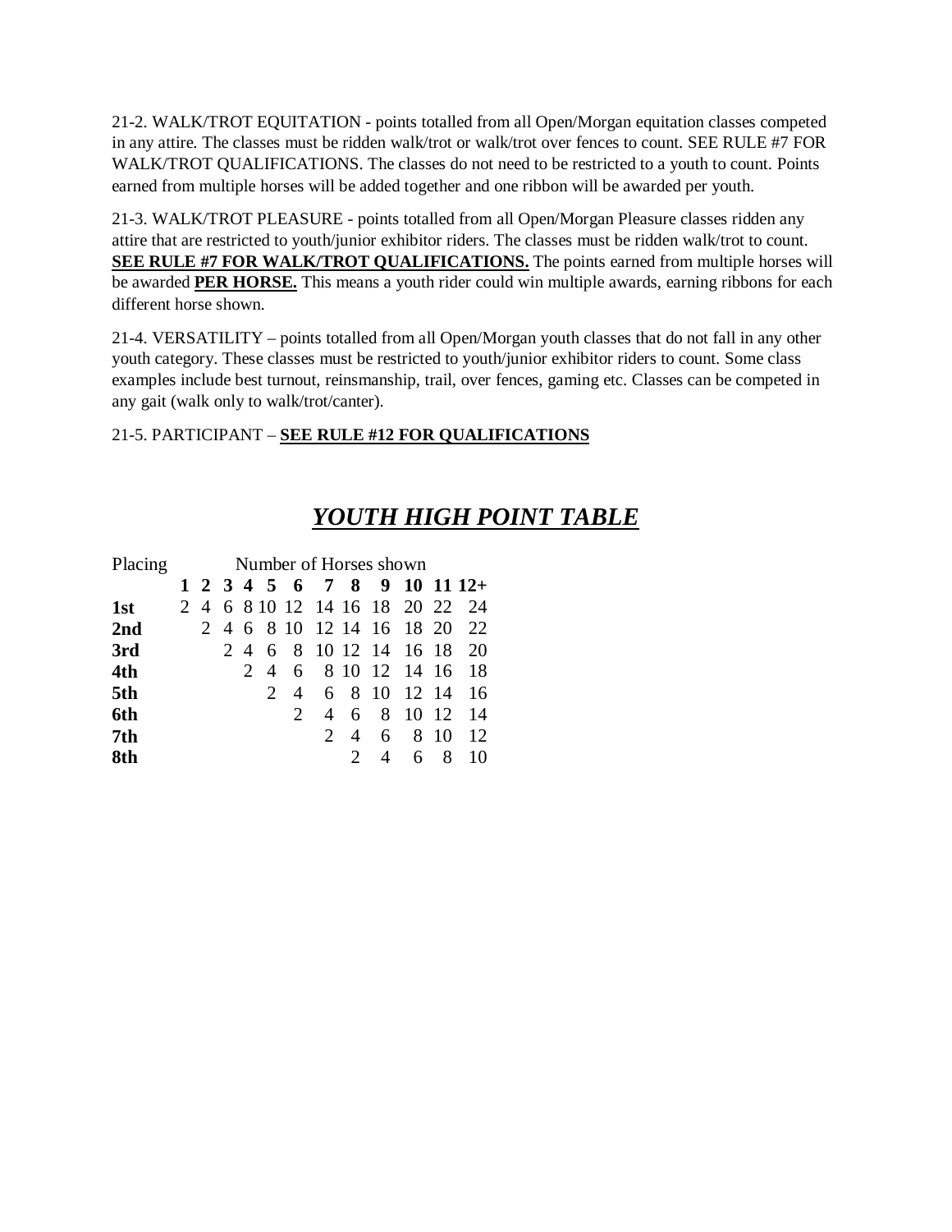21-2. WALK/TROT EQUITATION - points totalled from all Open/Morgan equitation classes competed in any attire. The classes must be ridden walk/trot or walk/trot over fences to count. SEE RULE #7 FOR WALK/TROT QUALIFICATIONS. The classes do not need to be restricted to a youth to count. Points earned from multiple horses will be added together and one ribbon will be awarded per youth.

21-3. WALK/TROT PLEASURE - points totalled from all Open/Morgan Pleasure classes ridden any attire that are restricted to youth/junior exhibitor riders. The classes must be ridden walk/trot to count. **SEE RULE #7 FOR WALK/TROT QUALIFICATIONS.** The points earned from multiple horses will be awarded **PER HORSE.** This means a youth rider could win multiple awards, earning ribbons for each different horse shown.

21-4. VERSATILITY – points totalled from all Open/Morgan youth classes that do not fall in any other youth category. These classes must be restricted to youth/junior exhibitor riders to count. Some class examples include best turnout, reinsmanship, trail, over fences, gaming etc. Classes can be competed in any gait (walk only to walk/trot/canter).

21-5. PARTICIPANT – **SEE RULE #12 FOR QUALIFICATIONS**

# ***YOUTH HIGH POINT TABLE***

| Placing | Number of Horses shown | | | | | | | | | | | |
|---|---|---|---|---|---|---|---|---|---|---|---|---|
| | **1** | **2** | **3** | **4** | **5** | **6** | **7** | **8** | **9** | **10** | **11** | **12+** |
| **1st** | 2 | 4 | 6 | 8 | 10 | 12 | 14 | 16 | 18 | 20 | 22 | 24 |
| **2nd** | | 2 | 4 | 6 | 8 | 10 | 12 | 14 | 16 | 18 | 20 | 22 |
| **3rd** | | | 2 | 4 | 6 | 8 | 10 | 12 | 14 | 16 | 18 | 20 |
| **4th** | | | | 2 | 4 | 6 | 8 | 10 | 12 | 14 | 16 | 18 |
| **5th** | | | | | 2 | 4 | 6 | 8 | 10 | 12 | 14 | 16 |
| **6th** | | | | | | 2 | 4 | 6 | 8 | 10 | 12 | 14 |
| **7th** | | | | | | | 2 | 4 | 6 | 8 | 10 | 12 |
| **8th** | | | | | | | | 2 | 4 | 6 | 8 | 10 |